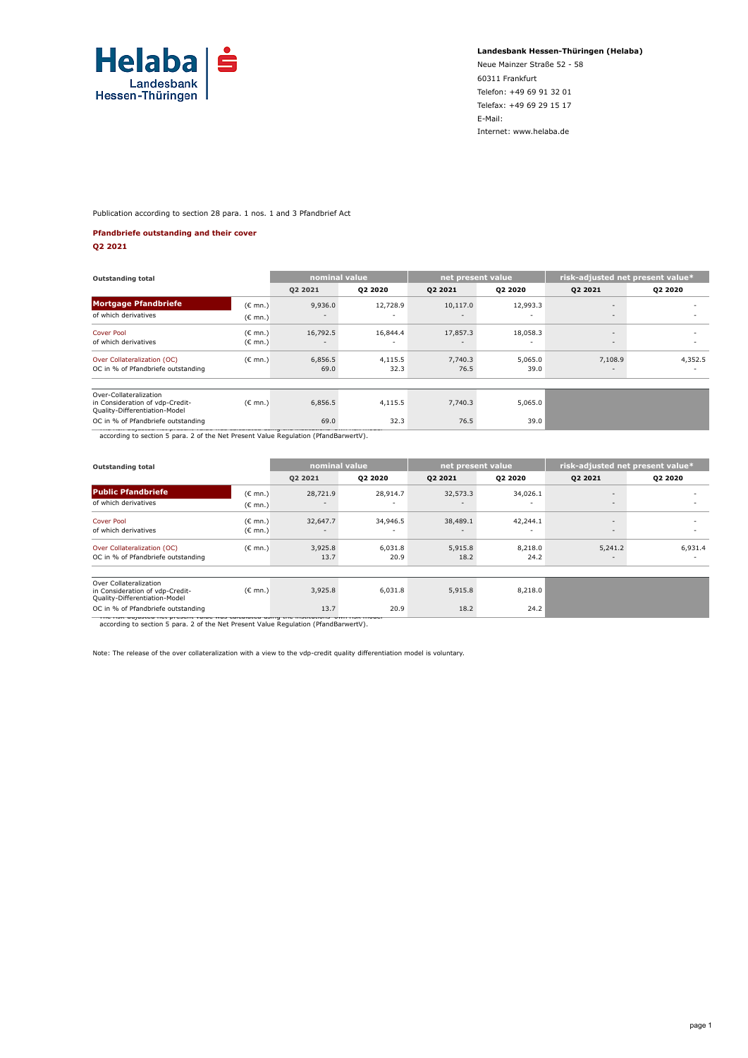**Landesbank Hessen-Thüringen (Helaba)**
Neue Mainzer Straße 52 - 58
60311 Frankfurt
Telefon: +49 69 91 32 01
Telefax: +49 69 29 15 17
E-Mail:
Internet: www.helaba.de

Publication according to section 28 para. 1 nos. 1 and 3 Pfandbrief Act

**Pfandbriefe outstanding and their cover**
**Q2 2021**

| Outstanding total | | nominal value | | net present value | | risk-adjusted net present value* | |
|---|---|---|---|---|---|---|---|
| | | Q2 2021 | Q2 2020 | Q2 2021 | Q2 2020 | Q2 2021 | Q2 2020 |
| **Mortgage Pfandbriefe** | (€ mn.) | 9,936.0 | 12,728.9 | 10,117.0 | 12,993.3 | - | - |
| of which derivatives | (€ mn.) | - | - | - | - | - | - |
| Cover Pool | (€ mn.) | 16,792.5 | 16,844.4 | 17,857.3 | 18,058.3 | - | - |
| of which derivatives | (€ mn.) | - | - | - | - | - | - |
| Over Collateralization (OC) | (€ mn.) | 6,856.5 | 4,115.5 | 7,740.3 | 5,065.0 | 7,108.9 | 4,352.5 |
| OC in % of Pfandbriefe outstanding | | 69.0 | 32.3 | 76.5 | 39.0 | - | - |
| Over-Collateralization in Consideration of vdp-Credit-Quality-Differentiation-Model | (€ mn.) | 6,856.5 | 4,115.5 | 7,740.3 | 5,065.0 | | |
| OC in % of Pfandbriefe outstanding | | 69.0 | 32.3 | 76.5 | 39.0 | | |

\* The risk-adjusted net present value was calculated using the institutions' own risk model according to section 5 para. 2 of the Net Present Value Regulation (PfandBarwertV).

| Outstanding total | | nominal value | | net present value | | risk-adjusted net present value* | |
|---|---|---|---|---|---|---|---|
| | | Q2 2021 | Q2 2020 | Q2 2021 | Q2 2020 | Q2 2021 | Q2 2020 |
| **Public Pfandbriefe** | (€ mn.) | 28,721.9 | 28,914.7 | 32,573.3 | 34,026.1 | - | - |
| of which derivatives | (€ mn.) | - | - | - | - | - | - |
| Cover Pool | (€ mn.) | 32,647.7 | 34,946.5 | 38,489.1 | 42,244.1 | - | - |
| of which derivatives | (€ mn.) | - | - | - | - | - | - |
| Over Collateralization (OC) | (€ mn.) | 3,925.8 | 6,031.8 | 5,915.8 | 8,218.0 | 5,241.2 | 6,931.4 |
| OC in % of Pfandbriefe outstanding | | 13.7 | 20.9 | 18.2 | 24.2 | - | - |
| Over Collateralization in Consideration of vdp-Credit-Quality-Differentiation-Model | (€ mn.) | 3,925.8 | 6,031.8 | 5,915.8 | 8,218.0 | | |
| OC in % of Pfandbriefe outstanding | | 13.7 | 20.9 | 18.2 | 24.2 | | |

\* The risk-adjusted net present value was calculated using the institutions' own risk model according to section 5 para. 2 of the Net Present Value Regulation (PfandBarwertV).

Note: The release of the over collateralization with a view to the vdp-credit quality differentiation model is voluntary.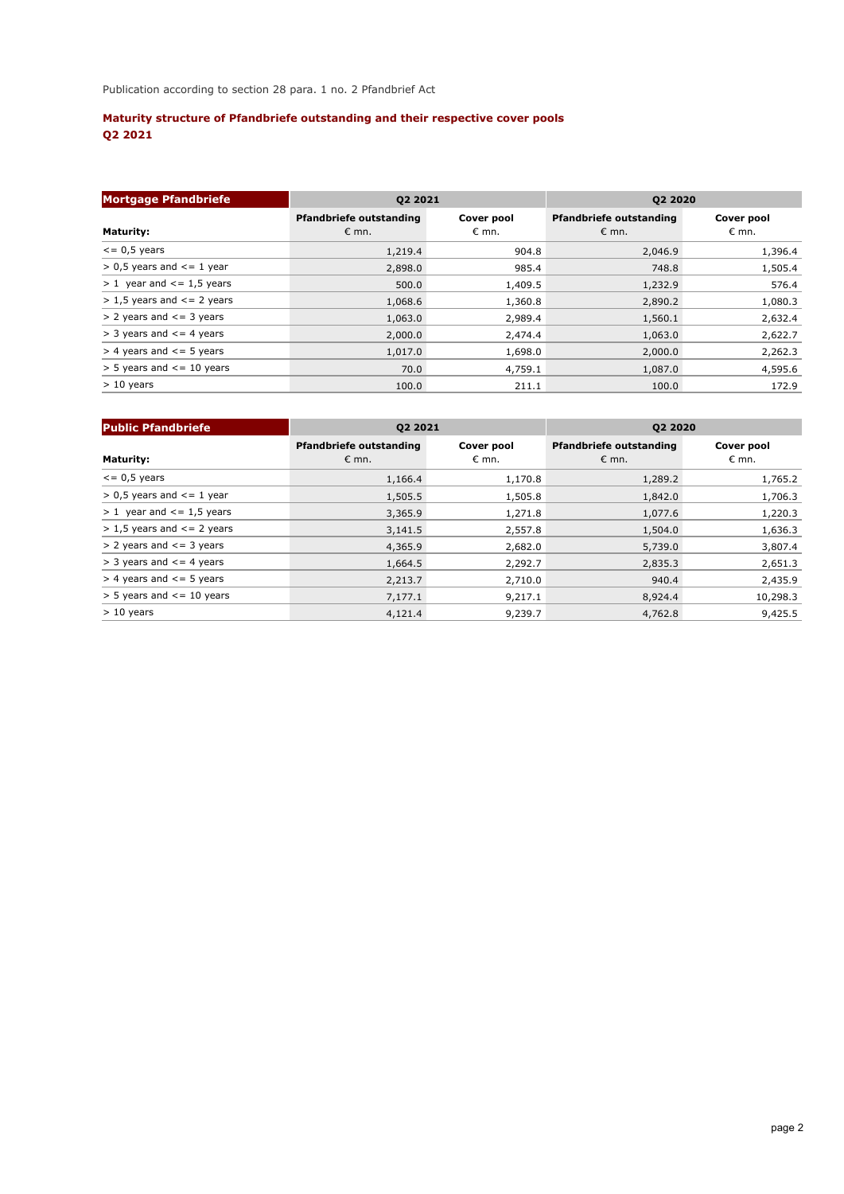Publication according to section 28 para. 1 no. 2 Pfandbrief Act

## Maturity structure of Pfandbriefe outstanding and their respective cover pools
## Q2 2021

| Mortgage Pfandbriefe | Q2 2021 | | Q2 2020 | |
|---|---|---|---|---|
| Maturity: | Pfandbriefe outstanding € mn. | Cover pool € mn. | Pfandbriefe outstanding € mn. | Cover pool € mn. |
| <= 0,5 years | 1,219.4 | 904.8 | 2,046.9 | 1,396.4 |
| > 0,5 years and <= 1 year | 2,898.0 | 985.4 | 748.8 | 1,505.4 |
| > 1 year and <= 1,5 years | 500.0 | 1,409.5 | 1,232.9 | 576.4 |
| > 1,5 years and <= 2 years | 1,068.6 | 1,360.8 | 2,890.2 | 1,080.3 |
| > 2 years and <= 3 years | 1,063.0 | 2,989.4 | 1,560.1 | 2,632.4 |
| > 3 years and <= 4 years | 2,000.0 | 2,474.4 | 1,063.0 | 2,622.7 |
| > 4 years and <= 5 years | 1,017.0 | 1,698.0 | 2,000.0 | 2,262.3 |
| > 5 years and <= 10 years | 70.0 | 4,759.1 | 1,087.0 | 4,595.6 |
| > 10 years | 100.0 | 211.1 | 100.0 | 172.9 |

| Public Pfandbriefe | Q2 2021 | | Q2 2020 | |
|---|---|---|---|---|
| Maturity: | Pfandbriefe outstanding € mn. | Cover pool € mn. | Pfandbriefe outstanding € mn. | Cover pool € mn. |
| <= 0,5 years | 1,166.4 | 1,170.8 | 1,289.2 | 1,765.2 |
| > 0,5 years and <= 1 year | 1,505.5 | 1,505.8 | 1,842.0 | 1,706.3 |
| > 1 year and <= 1,5 years | 3,365.9 | 1,271.8 | 1,077.6 | 1,220.3 |
| > 1,5 years and <= 2 years | 3,141.5 | 2,557.8 | 1,504.0 | 1,636.3 |
| > 2 years and <= 3 years | 4,365.9 | 2,682.0 | 5,739.0 | 3,807.4 |
| > 3 years and <= 4 years | 1,664.5 | 2,292.7 | 2,835.3 | 2,651.3 |
| > 4 years and <= 5 years | 2,213.7 | 2,710.0 | 940.4 | 2,435.9 |
| > 5 years and <= 10 years | 7,177.1 | 9,217.1 | 8,924.4 | 10,298.3 |
| > 10 years | 4,121.4 | 9,239.7 | 4,762.8 | 9,425.5 |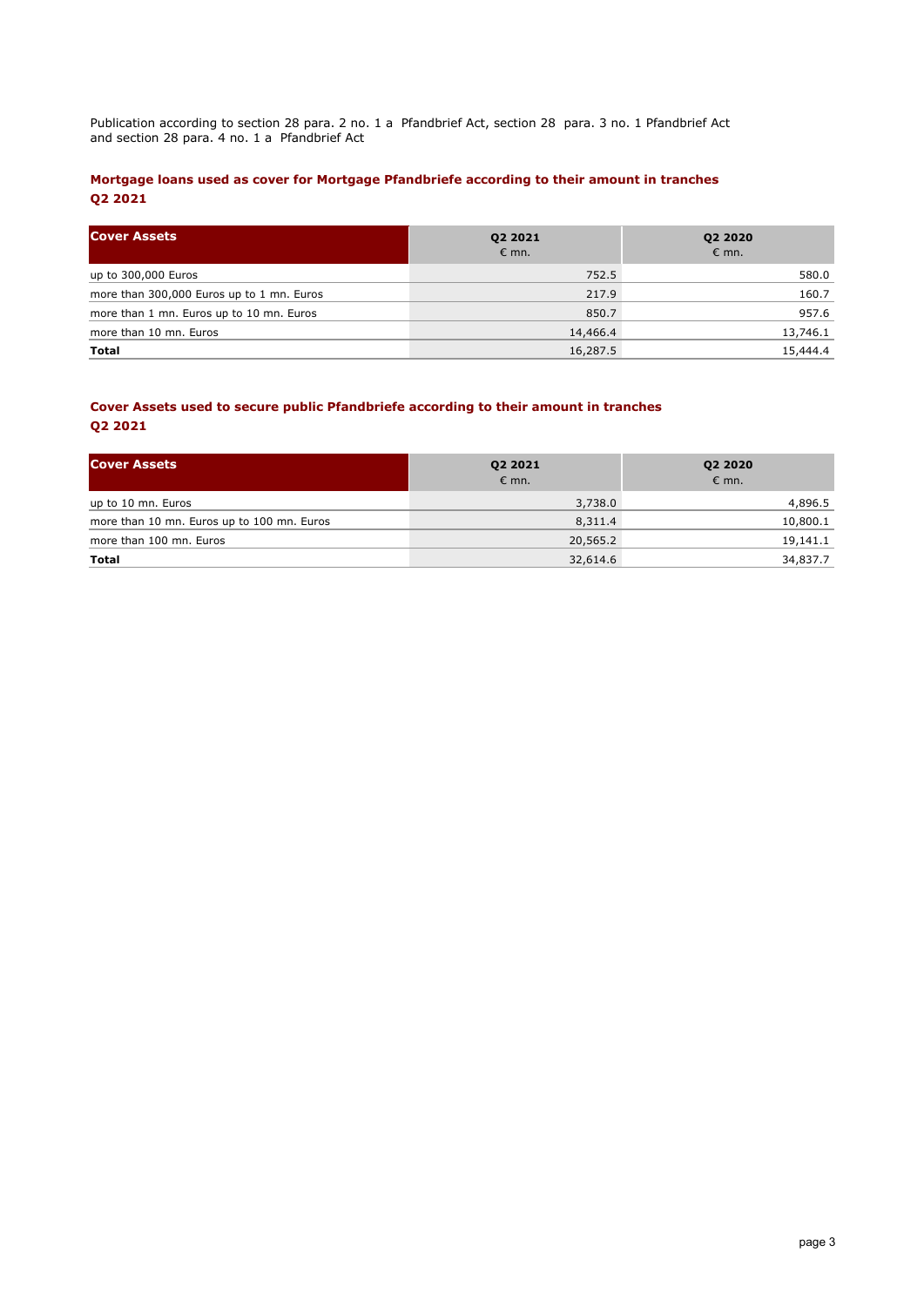Publication according to section 28 para. 2 no. 1 a Pfandbrief Act, section 28 para. 3 no. 1 Pfandbrief Act and section 28 para. 4 no. 1 a Pfandbrief Act

## Mortgage loans used as cover for Mortgage Pfandbriefe according to their amount in tranches Q2 2021

| Cover Assets | Q2 2021 € mn. | Q2 2020 € mn. |
|---|---|---|
| up to 300,000 Euros | 752.5 | 580.0 |
| more than 300,000 Euros up to 1 mn. Euros | 217.9 | 160.7 |
| more than 1 mn. Euros up to 10 mn. Euros | 850.7 | 957.6 |
| more than 10 mn. Euros | 14,466.4 | 13,746.1 |
| **Total** | 16,287.5 | 15,444.4 |

## Cover Assets used to secure public Pfandbriefe according to their amount in tranches Q2 2021

| Cover Assets | Q2 2021 € mn. | Q2 2020 € mn. |
|---|---|---|
| up to 10 mn. Euros | 3,738.0 | 4,896.5 |
| more than 10 mn. Euros up to 100 mn. Euros | 8,311.4 | 10,800.1 |
| more than 100 mn. Euros | 20,565.2 | 19,141.1 |
| **Total** | 32,614.6 | 34,837.7 |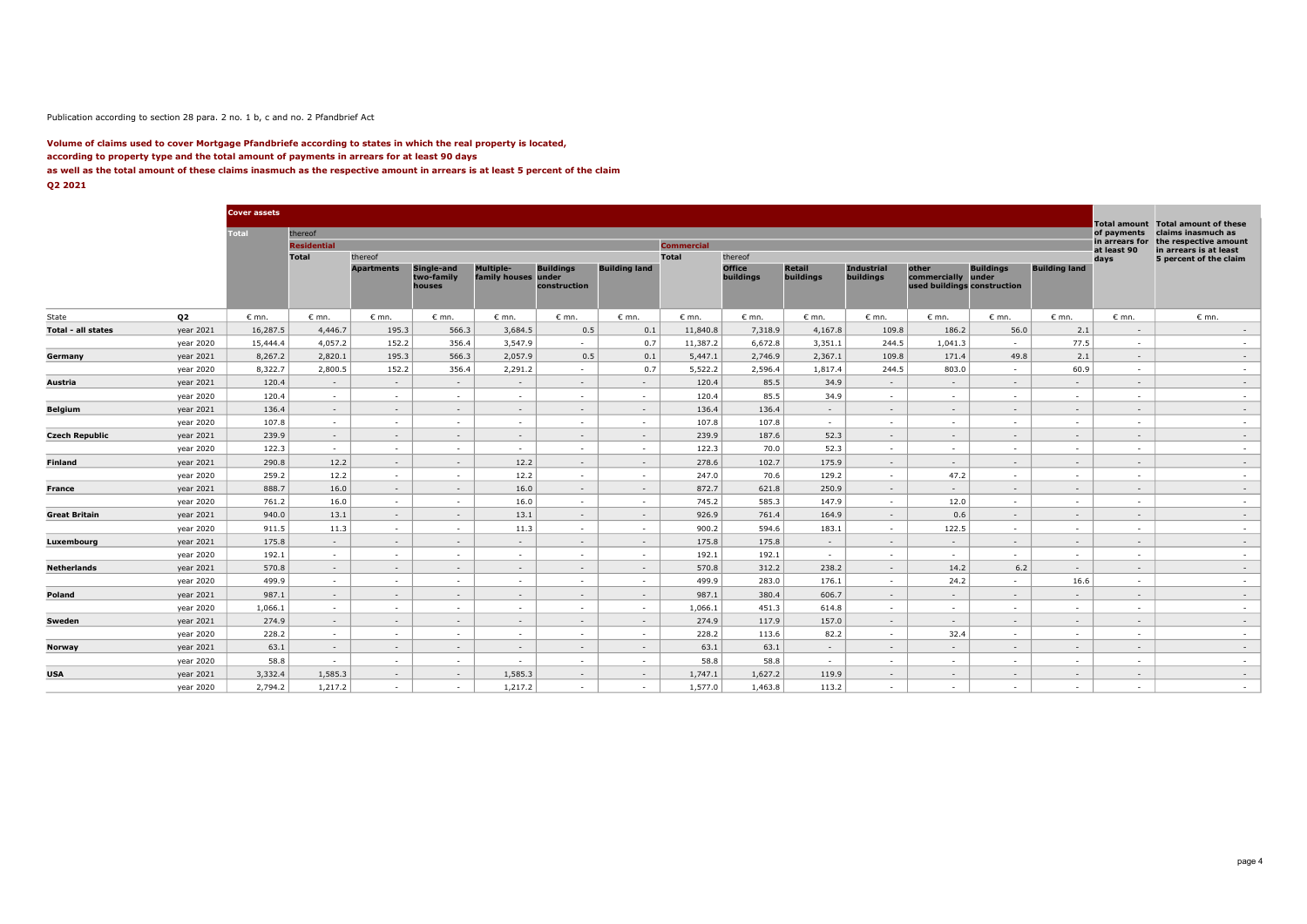Publication according to section 28 para. 2 no. 1 b, c and no. 2 Pfandbrief Act

**Volume of claims used to cover Mortgage Pfandbriefe according to states in which the real property is located,**
**according to property type and the total amount of payments in arrears for at least 90 days**
**as well as the total amount of these claims inasmuch as the respective amount in arrears is at least 5 percent of the claim**
**Q2 2021**

| | | Cover assets | | | | | | | | | | | | | | | Total amount of payments in arrears for at least 90 days | Total amount of these claims inasmuch as the respective amount in arrears is at least 5 percent of the claim |
|---|---|---|---|---|---|---|---|---|---|---|---|---|---|---|---|---|---|---|
| | | Total | thereof | | | | | | | | | | | | | | | |
| | | | Residential | | | | | | Commercial | | | | | | | | | |
| | | | Total | thereof | | | | | Total | thereof | | | | | | | | |
| | | | | Apartments | Single-and two-family houses | Multiple-family houses | Buildings under construction | Building land | | Office buildings | Retail buildings | Industrial buildings | other commercially used buildings | Buildings under construction | Building land | | | |
| State | Q2 | € mn. | € mn. | € mn. | € mn. | € mn. | € mn. | € mn. | € mn. | € mn. | € mn. | € mn. | € mn. | € mn. | € mn. | | € mn. | € mn. |
| **Total - all states** | year 2021 | 16,287.5 | 4,446.7 | 195.3 | 566.3 | 3,684.5 | 0.5 | 0.1 | 11,840.8 | 7,318.9 | 4,167.8 | 109.8 | 186.2 | 56.0 | 2.1 | | - | - |
| | year 2020 | 15,444.4 | 4,057.2 | 152.2 | 356.4 | 3,547.9 | - | 0.7 | 11,387.2 | 6,672.8 | 3,351.1 | 244.5 | 1,041.3 | - | 77.5 | | - | - |
| **Germany** | year 2021 | 8,267.2 | 2,820.1 | 195.3 | 566.3 | 2,057.9 | 0.5 | 0.1 | 5,447.1 | 2,746.9 | 2,367.1 | 109.8 | 171.4 | 49.8 | 2.1 | | - | - |
| | year 2020 | 8,322.7 | 2,800.5 | 152.2 | 356.4 | 2,291.2 | - | 0.7 | 5,522.2 | 2,596.4 | 1,817.4 | 244.5 | 803.0 | - | 60.9 | | - | - |
| **Austria** | year 2021 | 120.4 | - | - | - | - | - | - | 120.4 | 85.5 | 34.9 | - | - | - | - | | - | - |
| | year 2020 | 120.4 | - | - | - | - | - | - | 120.4 | 85.5 | 34.9 | - | - | - | - | | - | - |
| **Belgium** | year 2021 | 136.4 | - | - | - | - | - | - | 136.4 | 136.4 | - | - | - | - | - | | - | - |
| | year 2020 | 107.8 | - | - | - | - | - | - | 107.8 | 107.8 | - | - | - | - | - | | - | - |
| **Czech Republic** | year 2021 | 239.9 | - | - | - | - | - | - | 239.9 | 187.6 | 52.3 | - | - | - | - | | - | - |
| | year 2020 | 122.3 | - | - | - | - | - | - | 122.3 | 70.0 | 52.3 | - | - | - | - | | - | - |
| **Finland** | year 2021 | 290.8 | 12.2 | - | - | 12.2 | - | - | 278.6 | 102.7 | 175.9 | - | - | - | - | | - | - |
| | year 2020 | 259.2 | 12.2 | - | - | 12.2 | - | - | 247.0 | 70.6 | 129.2 | - | 47.2 | - | - | | - | - |
| **France** | year 2021 | 888.7 | 16.0 | - | - | 16.0 | - | - | 872.7 | 621.8 | 250.9 | - | - | - | - | | - | - |
| | year 2020 | 761.2 | 16.0 | - | - | 16.0 | - | - | 745.2 | 585.3 | 147.9 | - | 12.0 | - | - | | - | - |
| **Great Britain** | year 2021 | 940.0 | 13.1 | - | - | 13.1 | - | - | 926.9 | 761.4 | 164.9 | - | 0.6 | - | - | | - | - |
| | year 2020 | 911.5 | 11.3 | - | - | 11.3 | - | - | 900.2 | 594.6 | 183.1 | - | 122.5 | - | - | | - | - |
| **Luxembourg** | year 2021 | 175.8 | - | - | - | - | - | - | 175.8 | 175.8 | - | - | - | - | - | | - | - |
| | year 2020 | 192.1 | - | - | - | - | - | - | 192.1 | 192.1 | - | - | - | - | - | | - | - |
| **Netherlands** | year 2021 | 570.8 | - | - | - | - | - | - | 570.8 | 312.2 | 238.2 | - | 14.2 | 6.2 | - | | - | - |
| | year 2020 | 499.9 | - | - | - | - | - | - | 499.9 | 283.0 | 176.1 | - | 24.2 | - | 16.6 | | - | - |
| **Poland** | year 2021 | 987.1 | - | - | - | - | - | - | 987.1 | 380.4 | 606.7 | - | - | - | - | | - | - |
| | year 2020 | 1,066.1 | - | - | - | - | - | - | 1,066.1 | 451.3 | 614.8 | - | - | - | - | | - | - |
| **Sweden** | year 2021 | 274.9 | - | - | - | - | - | - | 274.9 | 117.9 | 157.0 | - | - | - | - | | - | - |
| | year 2020 | 228.2 | - | - | - | - | - | - | 228.2 | 113.6 | 82.2 | - | 32.4 | - | - | | - | - |
| **Norway** | year 2021 | 63.1 | - | - | - | - | - | - | 63.1 | 63.1 | - | - | - | - | - | | - | - |
| | year 2020 | 58.8 | - | - | - | - | - | - | 58.8 | 58.8 | - | - | - | - | - | | - | - |
| **USA** | year 2021 | 3,332.4 | 1,585.3 | - | - | 1,585.3 | - | - | 1,747.1 | 1,627.2 | 119.9 | - | - | - | - | | - | - |
| | year 2020 | 2,794.2 | 1,217.2 | - | - | 1,217.2 | - | - | 1,577.0 | 1,463.8 | 113.2 | - | - | - | - | | - | - |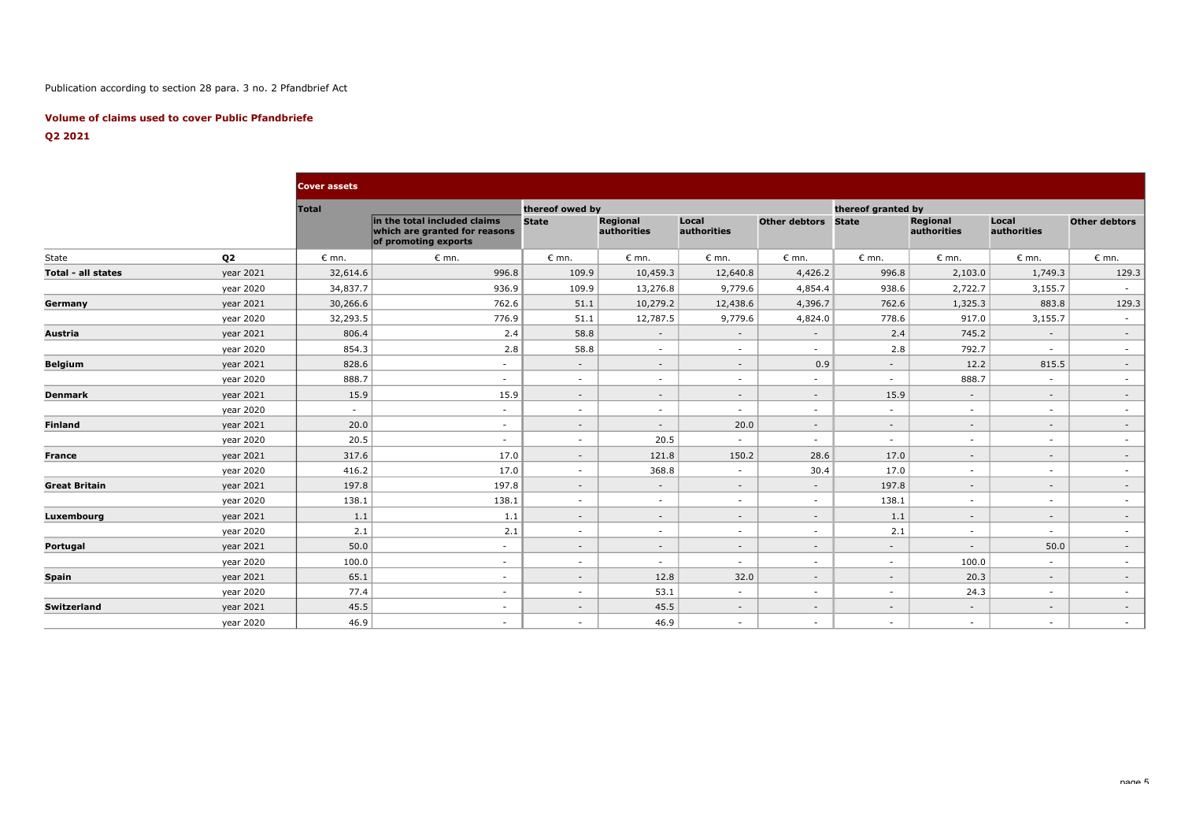Publication according to section 28 para. 3 no. 2 Pfandbrief Act

**Volume of claims used to cover Public Pfandbriefe**

**Q2 2021**

| | | Cover assets | | | | | | | | | |
|---|---|---|---|---|---|---|---|---|---|---|---|
| | | Total | | thereof owed by | | | | thereof granted by | | | |
| | | | in the total included claims which are granted for reasons of promoting exports | State | Regional authorities | Local authorities | Other debtors | State | Regional authorities | Local authorities | Other debtors |
| State | Q2 | € mn. | € mn. | € mn. | € mn. | € mn. | € mn. | € mn. | € mn. | € mn. | € mn. |
| **Total - all states** | year 2021 | 32,614.6 | 996.8 | 109.9 | 10,459.3 | 12,640.8 | 4,426.2 | 996.8 | 2,103.0 | 1,749.3 | 129.3 |
| | year 2020 | 34,837.7 | 936.9 | 109.9 | 13,276.8 | 9,779.6 | 4,854.4 | 938.6 | 2,722.7 | 3,155.7 | - |
| **Germany** | year 2021 | 30,266.6 | 762.6 | 51.1 | 10,279.2 | 12,438.6 | 4,396.7 | 762.6 | 1,325.3 | 883.8 | 129.3 |
| | year 2020 | 32,293.5 | 776.9 | 51.1 | 12,787.5 | 9,779.6 | 4,824.0 | 778.6 | 917.0 | 3,155.7 | - |
| **Austria** | year 2021 | 806.4 | 2.4 | 58.8 | - | - | - | 2.4 | 745.2 | - | - |
| | year 2020 | 854.3 | 2.8 | 58.8 | - | - | - | 2.8 | 792.7 | - | - |
| **Belgium** | year 2021 | 828.6 | - | - | - | - | 0.9 | - | 12.2 | 815.5 | - |
| | year 2020 | 888.7 | - | - | - | - | - | - | 888.7 | - | - |
| **Denmark** | year 2021 | 15.9 | 15.9 | - | - | - | - | 15.9 | - | - | - |
| | year 2020 | - | - | - | - | - | - | - | - | - | - |
| **Finland** | year 2021 | 20.0 | - | - | - | 20.0 | - | - | - | - | - |
| | year 2020 | 20.5 | - | - | 20.5 | - | - | - | - | - | - |
| **France** | year 2021 | 317.6 | 17.0 | - | 121.8 | 150.2 | 28.6 | 17.0 | - | - | - |
| | year 2020 | 416.2 | 17.0 | - | 368.8 | - | 30.4 | 17.0 | - | - | - |
| **Great Britain** | year 2021 | 197.8 | 197.8 | - | - | - | - | 197.8 | - | - | - |
| | year 2020 | 138.1 | 138.1 | - | - | - | - | 138.1 | - | - | - |
| **Luxembourg** | year 2021 | 1.1 | 1.1 | - | - | - | - | 1.1 | - | - | - |
| | year 2020 | 2.1 | 2.1 | - | - | - | - | 2.1 | - | - | - |
| **Portugal** | year 2021 | 50.0 | - | - | - | - | - | - | - | 50.0 | - |
| | year 2020 | 100.0 | - | - | - | - | - | - | 100.0 | - | - |
| **Spain** | year 2021 | 65.1 | - | - | 12.8 | 32.0 | - | - | 20.3 | - | - |
| | year 2020 | 77.4 | - | - | 53.1 | - | - | - | 24.3 | - | - |
| **Switzerland** | year 2021 | 45.5 | - | - | 45.5 | - | - | - | - | - | - |
| | year 2020 | 46.9 | - | - | 46.9 | - | - | - | - | - | - |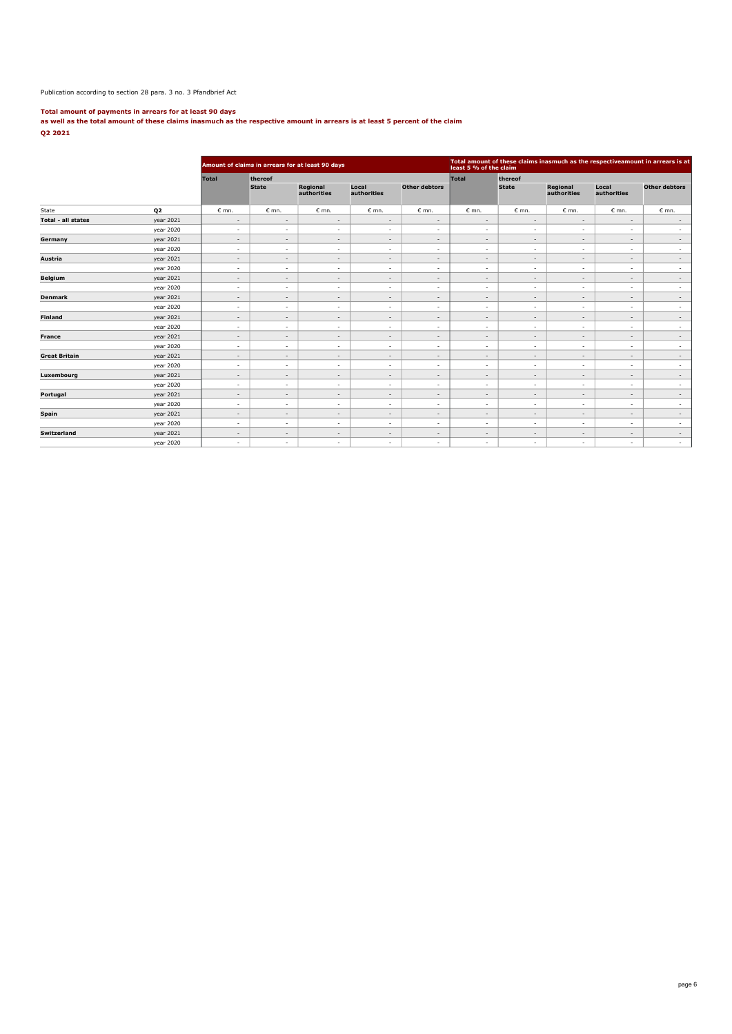Publication according to section 28 para. 3 no. 3 Pfandbrief Act

**Total amount of payments in arrears for at least 90 days**
**as well as the total amount of these claims inasmuch as the respective amount in arrears is at least 5 percent of the claim**
**Q2 2021**

| | | Amount of claims in arrears for at least 90 days | | | | | Total amount of these claims inasmuch as the respectiveamount in arrears is at least 5 % of the claim | | | | |
|---|---|---|---|---|---|---|---|---|---|---|---|
| | | Total | thereof | | | | Total | thereof | | | |
| | | | State | Regional authorities | Local authorities | Other debtors | | State | Regional authorities | Local authorities | Other debtors |
| State | Q2 | € mn. | € mn. | € mn. | € mn. | € mn. | € mn. | € mn. | € mn. | € mn. | € mn. |
| **Total - all states** | year 2021 | - | - | - | - | - | - | - | - | - | - |
| | year 2020 | - | - | - | - | - | - | - | - | - | - |
| **Germany** | year 2021 | - | - | - | - | - | - | - | - | - | - |
| | year 2020 | - | - | - | - | - | - | - | - | - | - |
| **Austria** | year 2021 | - | - | - | - | - | - | - | - | - | - |
| | year 2020 | - | - | - | - | - | - | - | - | - | - |
| **Belgium** | year 2021 | - | - | - | - | - | - | - | - | - | - |
| | year 2020 | - | - | - | - | - | - | - | - | - | - |
| **Denmark** | year 2021 | - | - | - | - | - | - | - | - | - | - |
| | year 2020 | - | - | - | - | - | - | - | - | - | - |
| **Finland** | year 2021 | - | - | - | - | - | - | - | - | - | - |
| | year 2020 | - | - | - | - | - | - | - | - | - | - |
| **France** | year 2021 | - | - | - | - | - | - | - | - | - | - |
| | year 2020 | - | - | - | - | - | - | - | - | - | - |
| **Great Britain** | year 2021 | - | - | - | - | - | - | - | - | - | - |
| | year 2020 | - | - | - | - | - | - | - | - | - | - |
| **Luxembourg** | year 2021 | - | - | - | - | - | - | - | - | - | - |
| | year 2020 | - | - | - | - | - | - | - | - | - | - |
| **Portugal** | year 2021 | - | - | - | - | - | - | - | - | - | - |
| | year 2020 | - | - | - | - | - | - | - | - | - | - |
| **Spain** | year 2021 | - | - | - | - | - | - | - | - | - | - |
| | year 2020 | - | - | - | - | - | - | - | - | - | - |
| **Switzerland** | year 2021 | - | - | - | - | - | - | - | - | - | - |
| | year 2020 | - | - | - | - | - | - | - | - | - | - |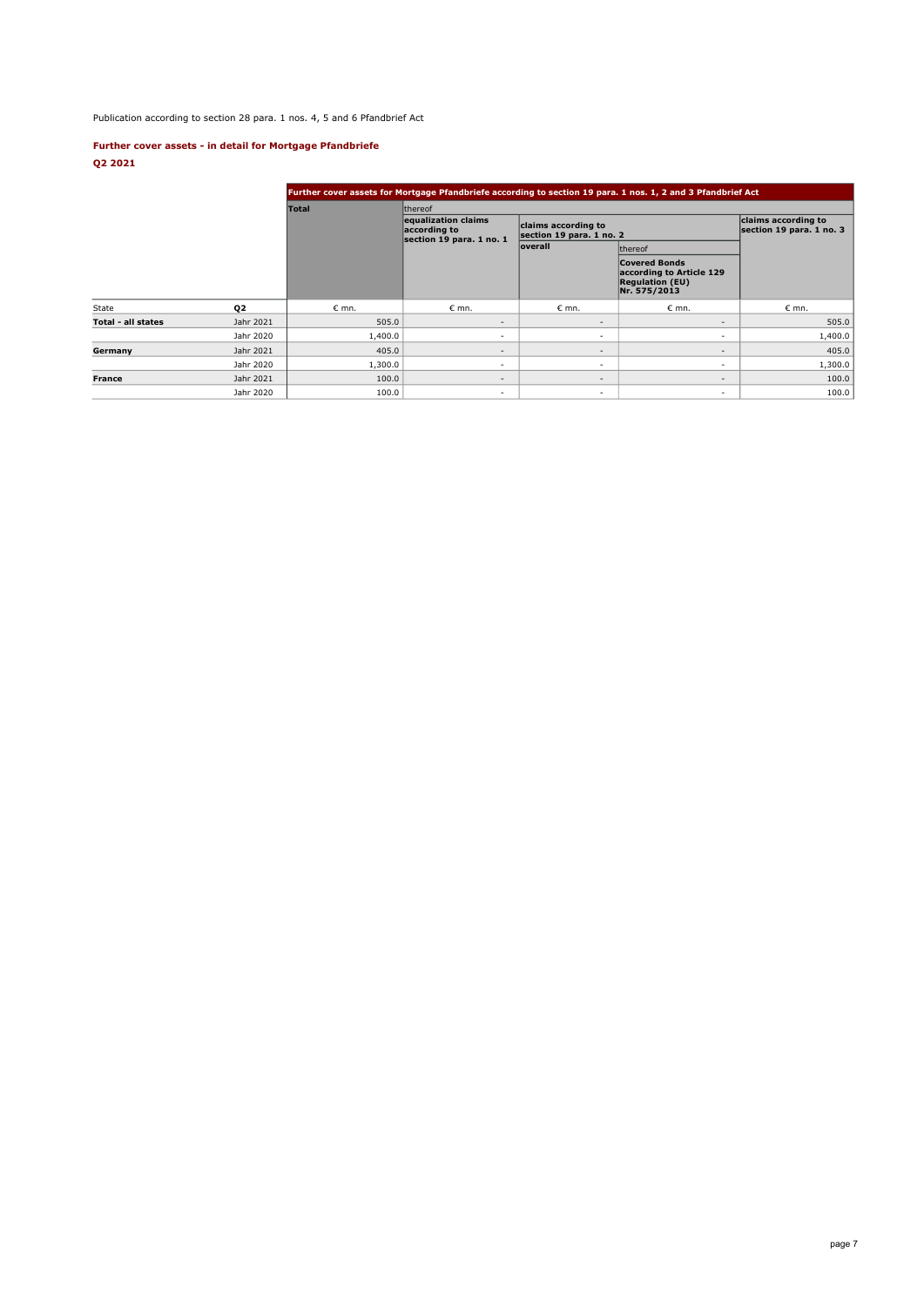Publication according to section 28 para. 1 nos. 4, 5 and 6 Pfandbrief Act

**Further cover assets - in detail for Mortgage Pfandbriefe**

**Q2 2021**

| | | Further cover assets for Mortgage Pfandbriefe according to section 19 para. 1 nos. 1, 2 and 3 Pfandbrief Act | | | | |
|---|---|---|---|---|---|---|
| | | **Total** | thereof | | | |
| | | | **equalization claims according to section 19 para. 1 no. 1** | **claims according to section 19 para. 1 no. 2** | | **claims according to section 19 para. 1 no. 3** |
| | | | | **overall** | thereof | |
| | | | | | **Covered Bonds according to Article 129 Regulation (EU) Nr. 575/2013** | |
| State | **Q2** | € mn. | € mn. | € mn. | € mn. | € mn. |
| **Total - all states** | Jahr 2021 | 505.0 | - | - | - | 505.0 |
| | Jahr 2020 | 1,400.0 | - | - | - | 1,400.0 |
| **Germany** | Jahr 2021 | 405.0 | - | - | - | 405.0 |
| | Jahr 2020 | 1,300.0 | - | - | - | 1,300.0 |
| **France** | Jahr 2021 | 100.0 | - | - | - | 100.0 |
| | Jahr 2020 | 100.0 | - | - | - | 100.0 |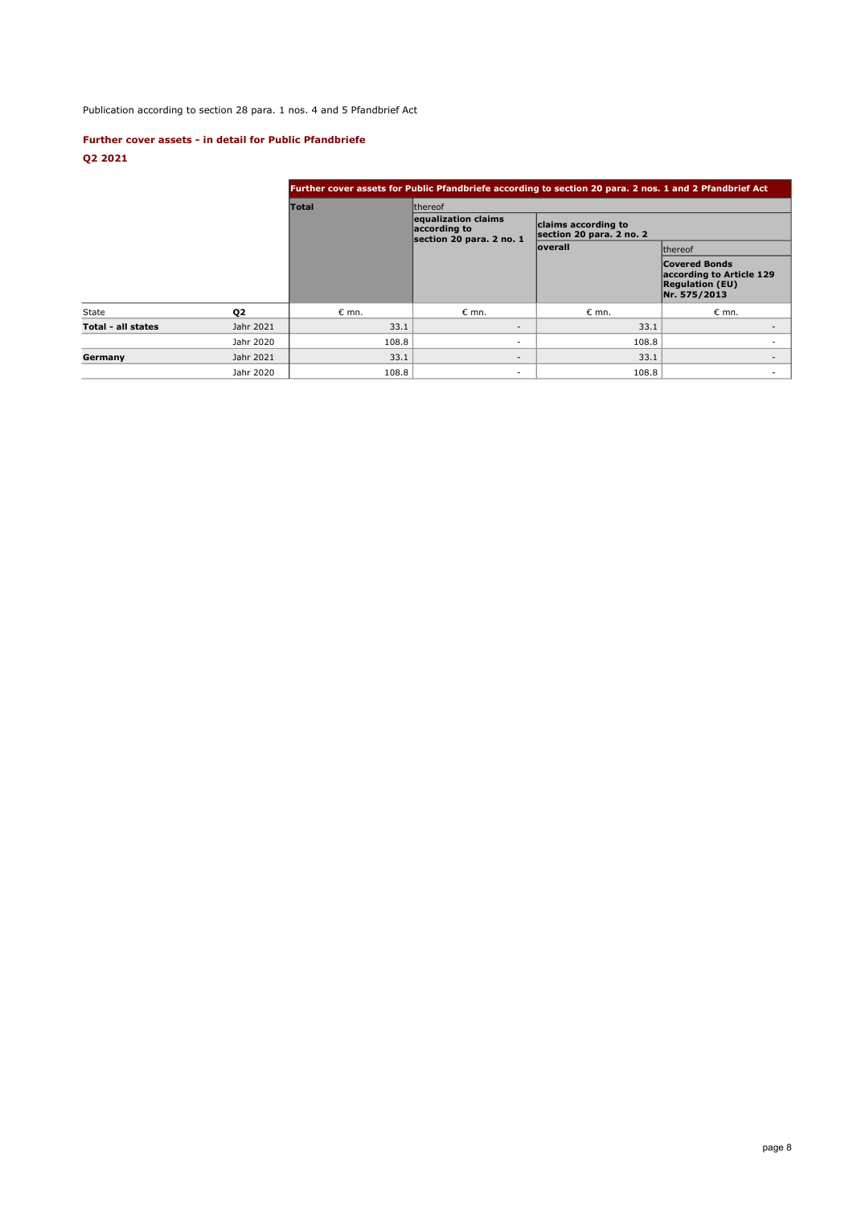Publication according to section 28 para. 1 nos. 4 and 5 Pfandbrief Act

### Further cover assets - in detail for Public Pfandbriefe

### Q2 2021

| | | Further cover assets for Public Pfandbriefe according to section 20 para. 2 nos. 1 and 2 Pfandbrief Act | | | |
|---|---|---|---|---|---|
| | | Total | thereof | | |
| | | | equalization claims according to section 20 para. 2 no. 1 | claims according to section 20 para. 2 no. 2 | |
| | | | | overall | thereof |
| | | | | | Covered Bonds according to Article 129 Regulation (EU) Nr. 575/2013 |
| State | Q2 | € mn. | € mn. | € mn. | € mn. |
| **Total - all states** | Jahr 2021 | 33.1 | - | 33.1 | - |
| | Jahr 2020 | 108.8 | - | 108.8 | - |
| **Germany** | Jahr 2021 | 33.1 | - | 33.1 | - |
| | Jahr 2020 | 108.8 | - | 108.8 | - |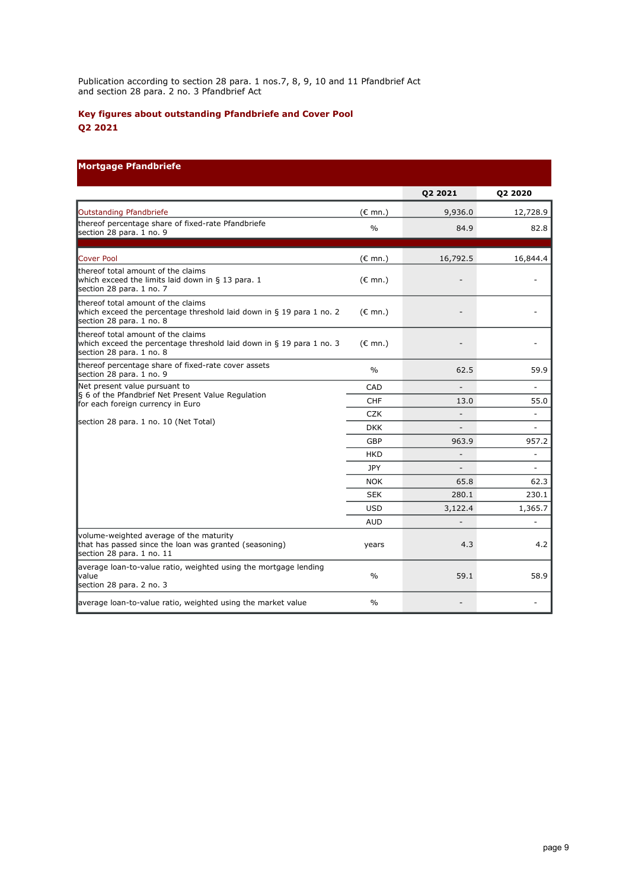Publication according to section 28 para. 1 nos.7, 8, 9, 10 and 11 Pfandbrief Act
and section 28 para. 2 no. 3 Pfandbrief Act

## Key figures about outstanding Pfandbriefe and Cover Pool
## Q2 2021

| Mortgage Pfandbriefe | | Q2 2021 | Q2 2020 |
|---|---|---|---|
| Outstanding Pfandbriefe | (€ mn.) | 9,936.0 | 12,728.9 |
| thereof percentage share of fixed-rate Pfandbriefe<br>section 28 para. 1 no. 9 | % | 84.9 | 82.8 |
| Cover Pool | (€ mn.) | 16,792.5 | 16,844.4 |
| thereof total amount of the claims<br>which exceed the limits laid down in § 13 para. 1<br>section 28 para. 1 no. 7 | (€ mn.) | - | - |
| thereof total amount of the claims<br>which exceed the percentage threshold laid down in § 19 para 1 no. 2<br>section 28 para. 1 no. 8 | (€ mn.) | - | - |
| thereof total amount of the claims<br>which exceed the percentage threshold laid down in § 19 para 1 no. 3<br>section 28 para. 1 no. 8 | (€ mn.) | - | - |
| thereof percentage share of fixed-rate cover assets<br>section 28 para. 1 no. 9 | % | 62.5 | 59.9 |
| Net present value pursuant to<br>§ 6 of the Pfandbrief Net Present Value Regulation<br>for each foreign currency in Euro<br><br>section 28 para. 1 no. 10 (Net Total) | CAD | - | - |
| | CHF | 13.0 | 55.0 |
| | CZK | - | - |
| | DKK | - | - |
| | GBP | 963.9 | 957.2 |
| | HKD | - | - |
| | JPY | - | - |
| | NOK | 65.8 | 62.3 |
| | SEK | 280.1 | 230.1 |
| | USD | 3,122.4 | 1,365.7 |
| | AUD | - | - |
| volume-weighted average of the maturity<br>that has passed since the loan was granted (seasoning)<br>section 28 para. 1 no. 11 | years | 4.3 | 4.2 |
| average loan-to-value ratio, weighted using the mortgage lending value<br>section 28 para. 2 no. 3 | % | 59.1 | 58.9 |
| average loan-to-value ratio, weighted using the market value | % | - | - |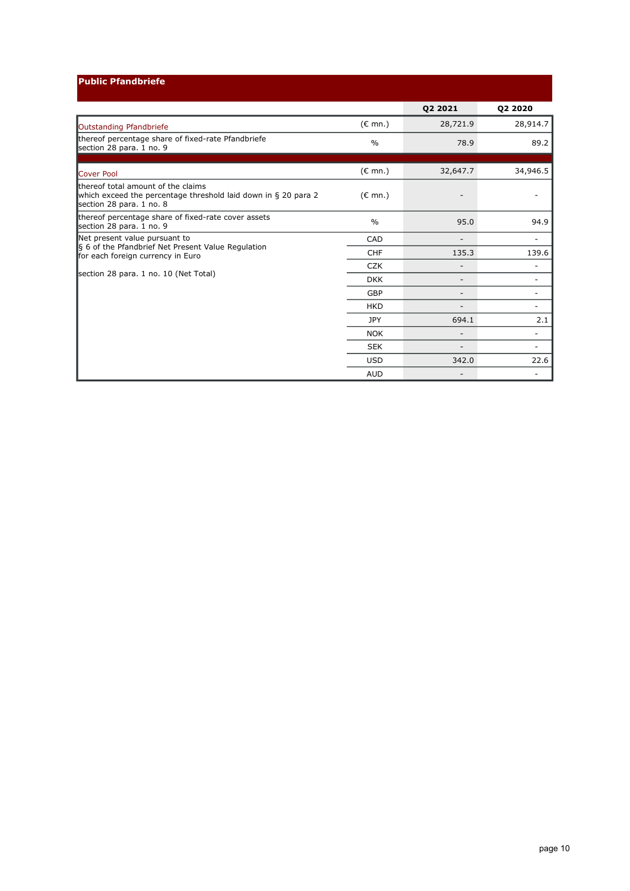## Public Pfandbriefe

| | | Q2 2021 | Q2 2020 |
|---|---|---|---|
| Outstanding Pfandbriefe | (€ mn.) | 28,721.9 | 28,914.7 |
| thereof percentage share of fixed-rate Pfandbriefe section 28 para. 1 no. 9 | % | 78.9 | 89.2 |
| Cover Pool | (€ mn.) | 32,647.7 | 34,946.5 |
| thereof total amount of the claims which exceed the percentage threshold laid down in § 20 para 2 section 28 para. 1 no. 8 | (€ mn.) | - | - |
| thereof percentage share of fixed-rate cover assets section 28 para. 1 no. 9 | % | 95.0 | 94.9 |
| Net present value pursuant to § 6 of the Pfandbrief Net Present Value Regulation for each foreign currency in Euro section 28 para. 1 no. 10 (Net Total) | CAD | - | - |
| | CHF | 135.3 | 139.6 |
| | CZK | - | - |
| | DKK | - | - |
| | GBP | - | - |
| | HKD | - | - |
| | JPY | 694.1 | 2.1 |
| | NOK | - | - |
| | SEK | - | - |
| | USD | 342.0 | 22.6 |
| | AUD | - | - |